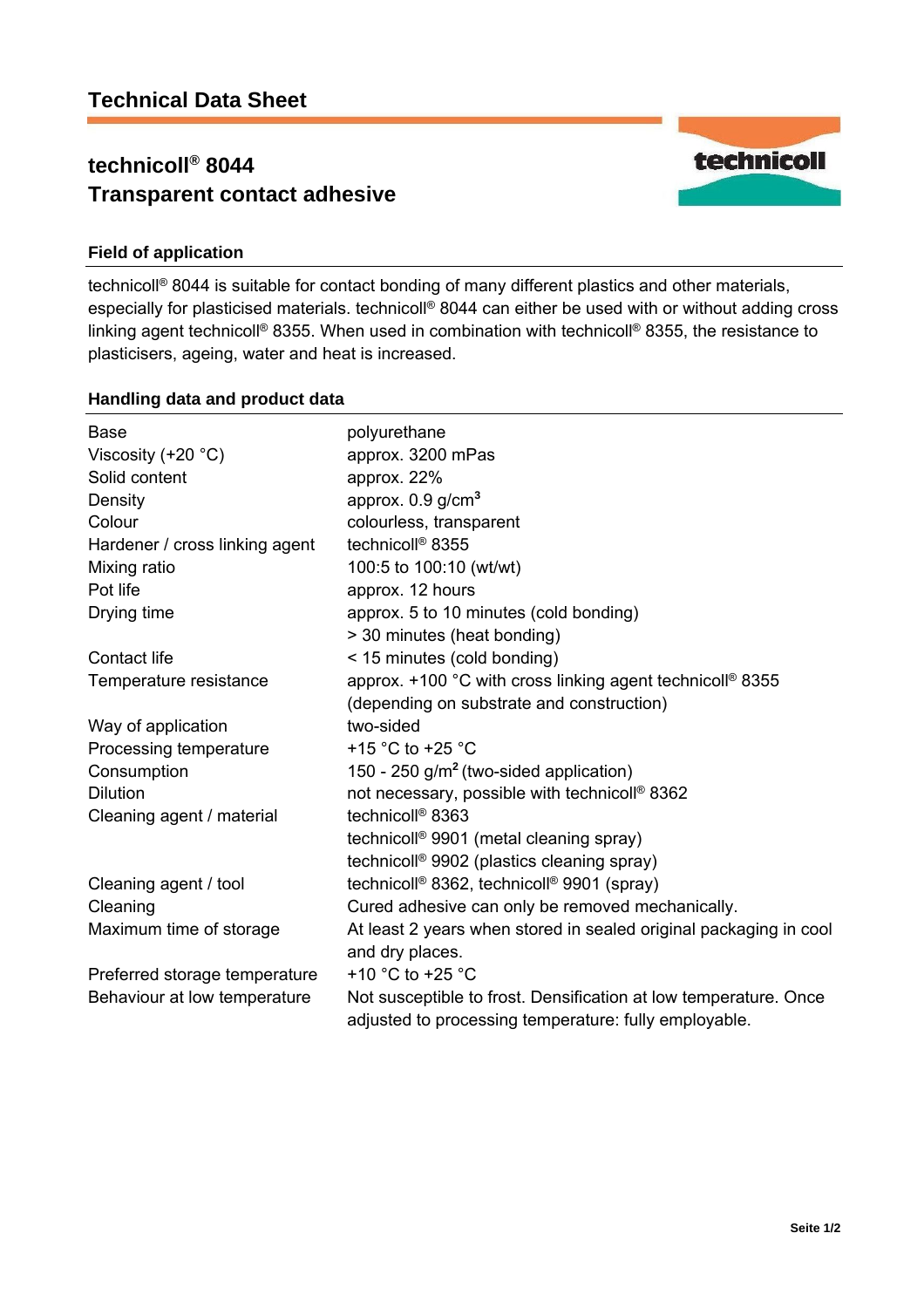# Technical Data Sheet

## technicoll® 8044
## Transparent contact adhesive

### Field of application

technicoll® 8044 is suitable for contact bonding of many different plastics and other materials, especially for plasticised materials. technicoll® 8044 can either be used with or without adding cross linking agent technicoll® 8355. When used in combination with technicoll® 8355, the resistance to plasticisers, ageing, water and heat is increased.

### Handling data and product data

| | |
|---|---|
| Base | polyurethane |
| Viscosity (+20 °C) | approx. 3200 mPas |
| Solid content | approx. 22% |
| Density | approx. 0.9 g/cm³ |
| Colour | colourless, transparent |
| Hardener / cross linking agent | technicoll® 8355 |
| Mixing ratio | 100:5 to 100:10 (wt/wt) |
| Pot life | approx. 12 hours |
| Drying time | approx. 5 to 10 minutes (cold bonding)<br>> 30 minutes (heat bonding) |
| Contact life | < 15 minutes (cold bonding) |
| Temperature resistance | approx. +100 °C with cross linking agent technicoll® 8355 (depending on substrate and construction) |
| Way of application | two-sided |
| Processing temperature | +15 °C to +25 °C |
| Consumption | 150 - 250 g/m² (two-sided application) |
| Dilution | not necessary, possible with technicoll® 8362 |
| Cleaning agent / material | technicoll® 8363<br>technicoll® 9901 (metal cleaning spray)<br>technicoll® 9902 (plastics cleaning spray) |
| Cleaning agent / tool | technicoll® 8362, technicoll® 9901 (spray) |
| Cleaning | Cured adhesive can only be removed mechanically. |
| Maximum time of storage | At least 2 years when stored in sealed original packaging in cool and dry places. |
| Preferred storage temperature | +10 °C to +25 °C |
| Behaviour at low temperature | Not susceptible to frost. Densification at low temperature. Once adjusted to processing temperature: fully employable. |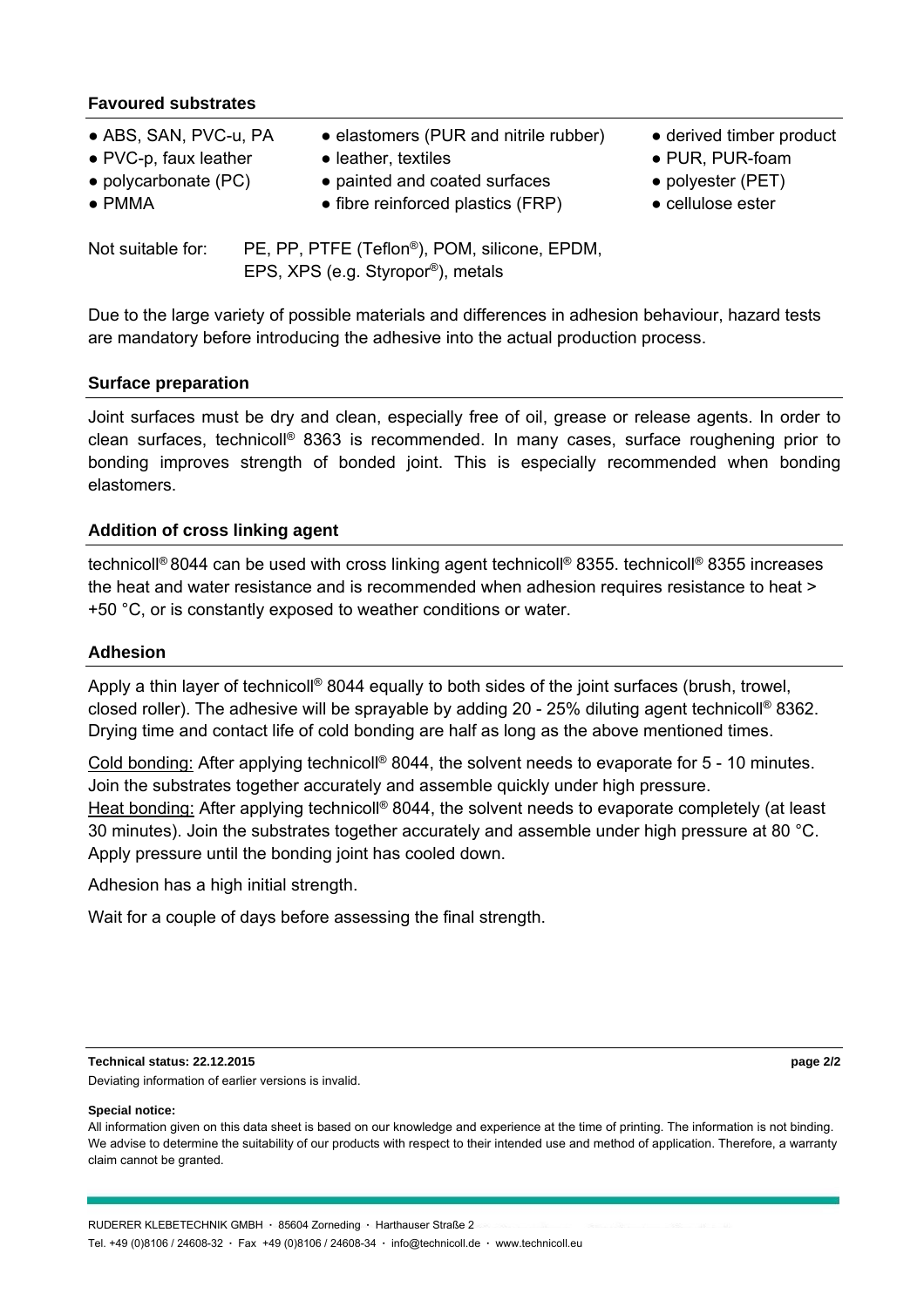## Favoured substrates

- ABS, SAN, PVC-u, PA
- PVC-p, faux leather
- polycarbonate (PC)
- PMMA
- elastomers (PUR and nitrile rubber)
- leather, textiles
- painted and coated surfaces
- fibre reinforced plastics (FRP)
- derived timber product
- PUR, PUR-foam
- polyester (PET)
- cellulose ester

Not suitable for: PE, PP, PTFE (Teflon®), POM, silicone, EPDM, EPS, XPS (e.g. Styropor®), metals

Due to the large variety of possible materials and differences in adhesion behaviour, hazard tests are mandatory before introducing the adhesive into the actual production process.

## Surface preparation

Joint surfaces must be dry and clean, especially free of oil, grease or release agents. In order to clean surfaces, technicoll® 8363 is recommended. In many cases, surface roughening prior to bonding improves strength of bonded joint. This is especially recommended when bonding elastomers.

## Addition of cross linking agent

technicoll® 8044 can be used with cross linking agent technicoll® 8355. technicoll® 8355 increases the heat and water resistance and is recommended when adhesion requires resistance to heat > +50 °C, or is constantly exposed to weather conditions or water.

## Adhesion

Apply a thin layer of technicoll® 8044 equally to both sides of the joint surfaces (brush, trowel, closed roller). The adhesive will be sprayable by adding 20 - 25% diluting agent technicoll® 8362. Drying time and contact life of cold bonding are half as long as the above mentioned times.

Cold bonding: After applying technicoll® 8044, the solvent needs to evaporate for 5 - 10 minutes. Join the substrates together accurately and assemble quickly under high pressure.
Heat bonding: After applying technicoll® 8044, the solvent needs to evaporate completely (at least 30 minutes). Join the substrates together accurately and assemble under high pressure at 80 °C. Apply pressure until the bonding joint has cooled down.

Adhesion has a high initial strength.

Wait for a couple of days before assessing the final strength.

**Technical status: 22.12.2015**

Deviating information of earlier versions is invalid.

**Special notice:**

All information given on this data sheet is based on our knowledge and experience at the time of printing. The information is not binding. We advise to determine the suitability of our products with respect to their intended use and method of application. Therefore, a warranty claim cannot be granted.

RUDERER KLEBETECHNIK GMBH · 85604 Zorneding · Harthauser Straße 2
Tel. +49 (0)8106 / 24608-32 · Fax +49 (0)8106 / 24608-34 · info@technicoll.de · www.technicoll.eu